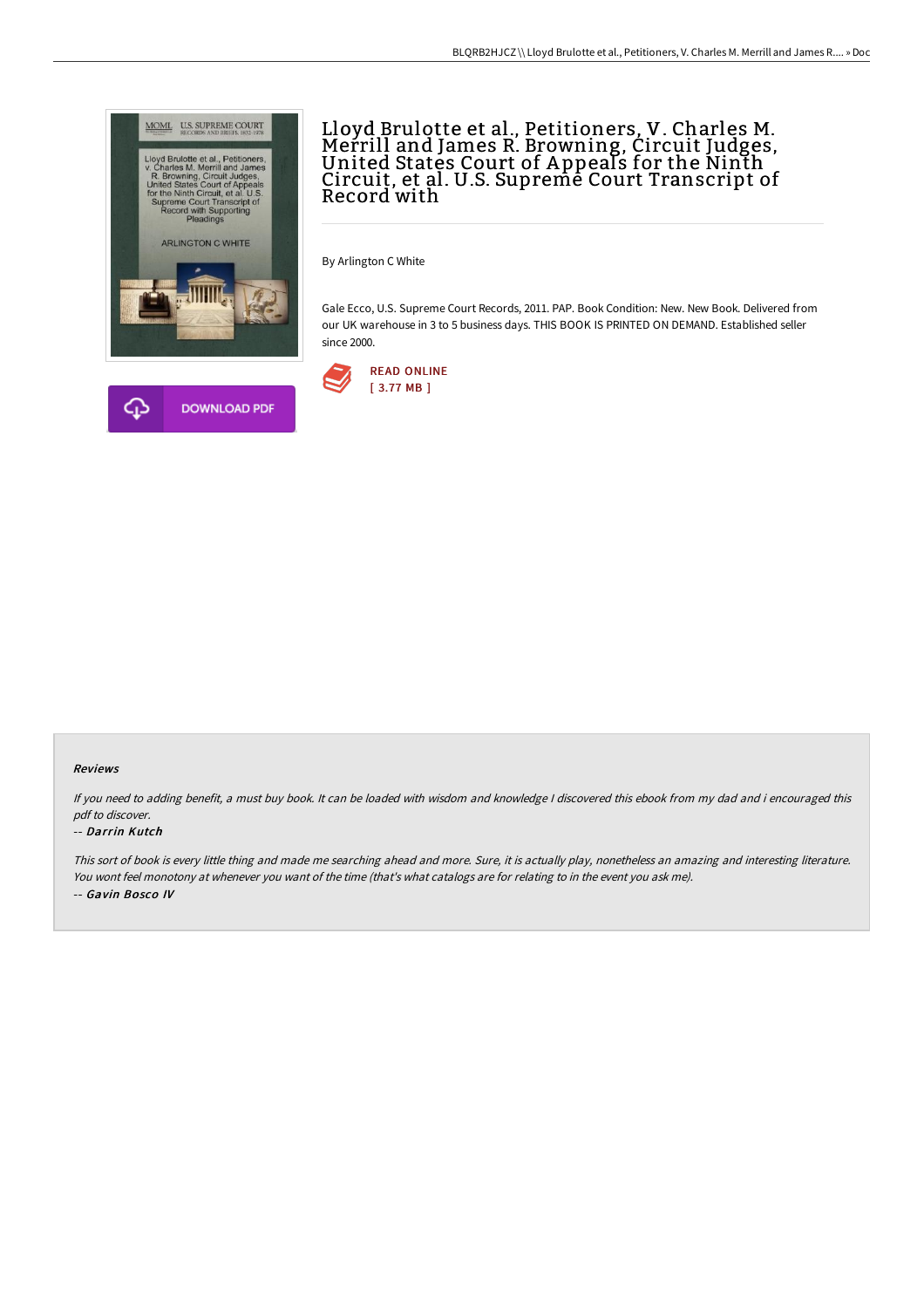# Lloyd Brulotte et al., Petitioners, V. Charles M. Merrill and James R. Browning, Circuit Judges, United States Court of Appeals for the Ninth Circuit, et al. U.S. Supreme Court Transcript of Record with

By Arlington C White

Gale Ecco, U.S. Supreme Court Records, 2011. PAP. Book Condition: New. New Book. Delivered from our UK warehouse in 3 to 5 business days. THIS BOOK IS PRINTED ON DEMAND. Established seller since 2000.

READ ONLINE
[ 3.77 MB ]

DOWNLOAD PDF

### Reviews

*If you need to adding benefit, a must buy book. It can be loaded with wisdom and knowledge I discovered this ebook from my dad and i encouraged this pdf to discover.*

-- ***Darrin Kutch***

*This sort of book is every little thing and made me searching ahead and more. Sure, it is actually play, nonetheless an amazing and interesting literature. You wont feel monotony at whenever you want of the time (that's what catalogs are for relating to in the event you ask me).*

-- ***Gavin Bosco IV***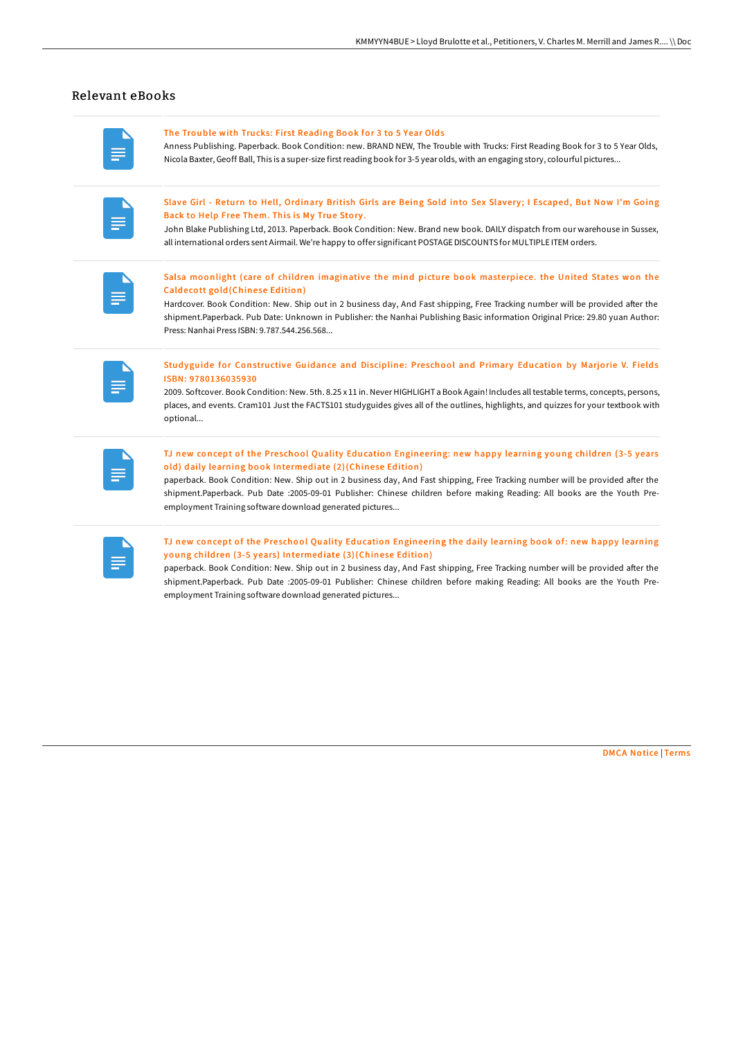## Relevant eBooks

### The Trouble with Trucks: First Reading Book for 3 to 5 Year Olds

Anness Publishing. Paperback. Book Condition: new. BRAND NEW, The Trouble with Trucks: First Reading Book for 3 to 5 Year Olds, Nicola Baxter, Geoff Ball, This is a super-size first reading book for 3-5 year olds, with an engaging story, colourful pictures...

### Slave Girl - Return to Hell, Ordinary British Girls are Being Sold into Sex Slavery; I Escaped, But Now I'm Going Back to Help Free Them. This is My True Story.

John Blake Publishing Ltd, 2013. Paperback. Book Condition: New. Brand new book. DAILY dispatch from our warehouse in Sussex, all international orders sent Airmail. We're happy to offer significant POSTAGE DISCOUNTS for MULTIPLE ITEM orders.

### Salsa moonlight (care of children imaginative the mind picture book masterpiece. the United States won the Caldecott gold(Chinese Edition)

Hardcover. Book Condition: New. Ship out in 2 business day, And Fast shipping, Free Tracking number will be provided after the shipment.Paperback. Pub Date: Unknown in Publisher: the Nanhai Publishing Basic information Original Price: 29.80 yuan Author: Press: Nanhai Press ISBN: 9.787.544.256.568...

### Studyguide for Constructive Guidance and Discipline: Preschool and Primary Education by Marjorie V. Fields ISBN: 9780136035930

2009. Softcover. Book Condition: New. 5th. 8.25 x 11 in. Never HIGHLIGHT a Book Again! Includes all testable terms, concepts, persons, places, and events. Cram101 Just the FACTS101 studyguides gives all of the outlines, highlights, and quizzes for your textbook with optional...

### TJ new concept of the Preschool Quality Education Engineering: new happy learning young children (3-5 years old) daily learning book Intermediate (2)(Chinese Edition)

paperback. Book Condition: New. Ship out in 2 business day, And Fast shipping, Free Tracking number will be provided after the shipment.Paperback. Pub Date :2005-09-01 Publisher: Chinese children before making Reading: All books are the Youth Pre-employment Training software download generated pictures...

### TJ new concept of the Preschool Quality Education Engineering the daily learning book of: new happy learning young children (3-5 years) Intermediate (3)(Chinese Edition)

paperback. Book Condition: New. Ship out in 2 business day, And Fast shipping, Free Tracking number will be provided after the shipment.Paperback. Pub Date :2005-09-01 Publisher: Chinese children before making Reading: All books are the Youth Pre-employment Training software download generated pictures...